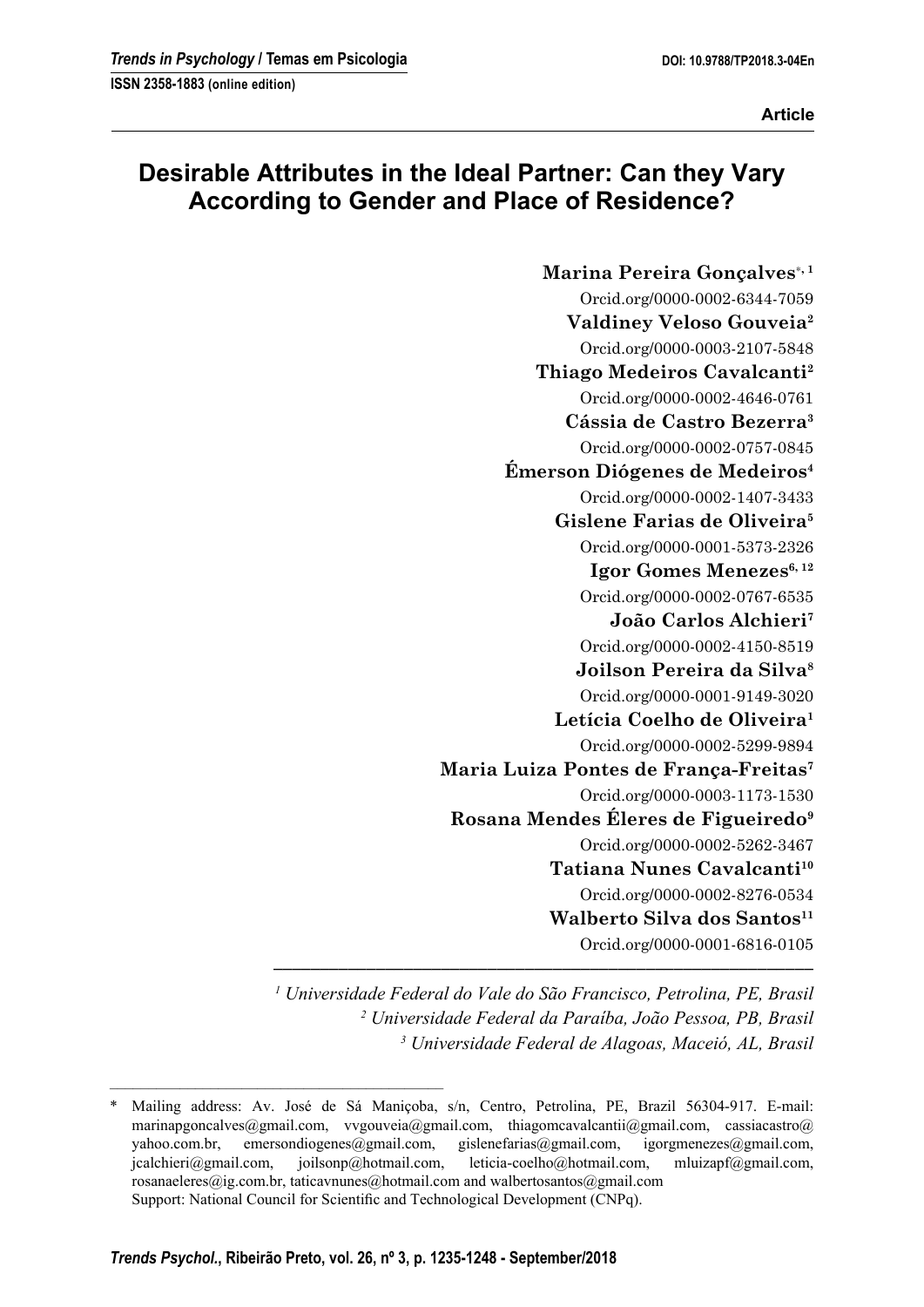Article

# Desirable Attributes in the Ideal Partner: Can they Vary According to Gender and Place of Residence?

**Marina Pereira Gonçalves**[*, 1]
Orcid.org/0000-0002-6344-7059
**Valdiney Veloso Gouveia**[2]
Orcid.org/0000-0003-2107-5848
**Thiago Medeiros Cavalcanti**[2]
Orcid.org/0000-0002-4646-0761
**Cássia de Castro Bezerra**[3]
Orcid.org/0000-0002-0757-0845
**Émerson Diógenes de Medeiros**[4]
Orcid.org/0000-0002-1407-3433
**Gislene Farias de Oliveira**[5]
Orcid.org/0000-0001-5373-2326
**Igor Gomes Menezes**[6, 12]
Orcid.org/0000-0002-0767-6535
**João Carlos Alchieri**[7]
Orcid.org/0000-0002-4150-8519
**Joilson Pereira da Silva**[8]
Orcid.org/0000-0001-9149-3020
**Letícia Coelho de Oliveira**[1]
Orcid.org/0000-0002-5299-9894
**Maria Luiza Pontes de França-Freitas**[7]
Orcid.org/0000-0003-1173-1530
**Rosana Mendes Éleres de Figueiredo**[9]
Orcid.org/0000-0002-5262-3467
**Tatiana Nunes Cavalcanti**[10]
Orcid.org/0000-0002-8276-0534
**Walberto Silva dos Santos**[11]
Orcid.org/0000-0001-6816-0105

---

*[1] Universidade Federal do Vale do São Francisco, Petrolina, PE, Brasil*
*[2] Universidade Federal da Paraíba, João Pessoa, PB, Brasil*
*[3] Universidade Federal de Alagoas, Maceió, AL, Brasil*

---

\* Mailing address: Av. José de Sá Maniçoba, s/n, Centro, Petrolina, PE, Brazil 56304-917. E-mail: marinapgoncalves@gmail.com, vvgouveia@gmail.com, thiagomcavalcantii@gmail.com, cassiacastro@yahoo.com.br, emersondiogenes@gmail.com, gislenefarias@gmail.com, igorgmenezes@gmail.com, jcalchieri@gmail.com, joilsonp@hotmail.com, leticia-coelho@hotmail.com, mluizapf@gmail.com, rosanaeleres@ig.com.br, taticavnunes@hotmail.com and walbertosantos@gmail.com
Support: National Council for Scientific and Technological Development (CNPq).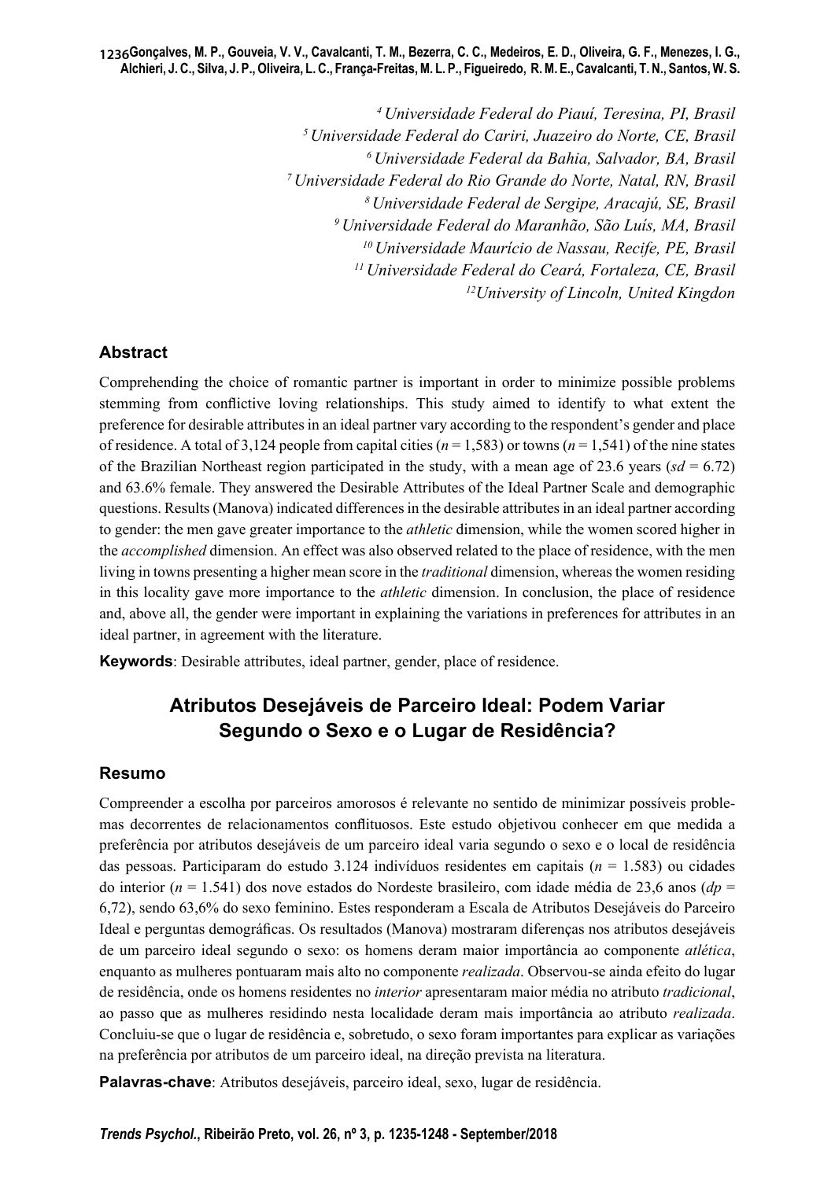[4] Universidade Federal do Piauí, Teresina, PI, Brasil
[5] Universidade Federal do Cariri, Juazeiro do Norte, CE, Brasil
[6] Universidade Federal da Bahia, Salvador, BA, Brasil
[7] Universidade Federal do Rio Grande do Norte, Natal, RN, Brasil
[8] Universidade Federal de Sergipe, Aracajú, SE, Brasil
[9] Universidade Federal do Maranhão, São Luís, MA, Brasil
[10] Universidade Maurício de Nassau, Recife, PE, Brasil
[11] Universidade Federal do Ceará, Fortaleza, CE, Brasil
[12] University of Lincoln, United Kingdon

## Abstract

Comprehending the choice of romantic partner is important in order to minimize possible problems stemming from conflictive loving relationships. This study aimed to identify to what extent the preference for desirable attributes in an ideal partner vary according to the respondent's gender and place of residence. A total of 3,124 people from capital cities ($n$ = 1,583) or towns ($n$ = 1,541) of the nine states of the Brazilian Northeast region participated in the study, with a mean age of 23.6 years ($sd$ = 6.72) and 63.6% female. They answered the Desirable Attributes of the Ideal Partner Scale and demographic questions. Results (Manova) indicated differences in the desirable attributes in an ideal partner according to gender: the men gave greater importance to the *athletic* dimension, while the women scored higher in the *accomplished* dimension. An effect was also observed related to the place of residence, with the men living in towns presenting a higher mean score in the *traditional* dimension, whereas the women residing in this locality gave more importance to the *athletic* dimension. In conclusion, the place of residence and, above all, the gender were important in explaining the variations in preferences for attributes in an ideal partner, in agreement with the literature.

**Keywords**: Desirable attributes, ideal partner, gender, place of residence.

# Atributos Desejáveis de Parceiro Ideal: Podem Variar Segundo o Sexo e o Lugar de Residência?

## Resumo

Compreender a escolha por parceiros amorosos é relevante no sentido de minimizar possíveis problemas decorrentes de relacionamentos conflituosos. Este estudo objetivou conhecer em que medida a preferência por atributos desejáveis de um parceiro ideal varia segundo o sexo e o local de residência das pessoas. Participaram do estudo 3.124 indivíduos residentes em capitais ($n$ = 1.583) ou cidades do interior ($n$ = 1.541) dos nove estados do Nordeste brasileiro, com idade média de 23,6 anos ($dp$ = 6,72), sendo 63,6% do sexo feminino. Estes responderam a Escala de Atributos Desejáveis do Parceiro Ideal e perguntas demográficas. Os resultados (Manova) mostraram diferenças nos atributos desejáveis de um parceiro ideal segundo o sexo: os homens deram maior importância ao componente *atlética*, enquanto as mulheres pontuaram mais alto no componente *realizada*. Observou-se ainda efeito do lugar de residência, onde os homens residentes no *interior* apresentaram maior média no atributo *tradicional*, ao passo que as mulheres residindo nesta localidade deram mais importância ao atributo *realizada*. Concluiu-se que o lugar de residência e, sobretudo, o sexo foram importantes para explicar as variações na preferência por atributos de um parceiro ideal, na direção prevista na literatura.

**Palavras-chave**: Atributos desejáveis, parceiro ideal, sexo, lugar de residência.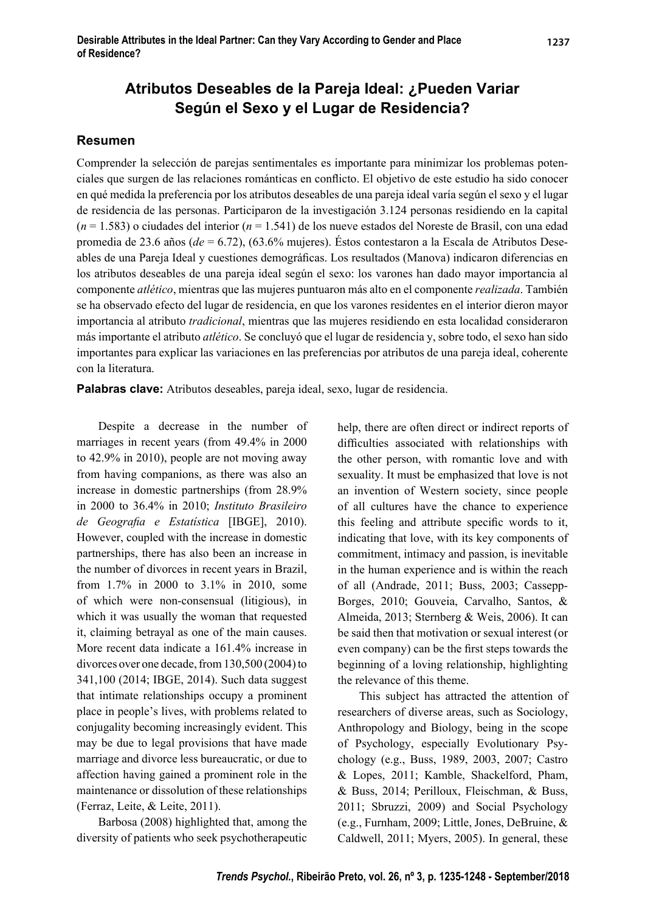## Atributos Deseables de la Pareja Ideal: ¿Pueden Variar Según el Sexo y el Lugar de Residencia?

### Resumen

Comprender la selección de parejas sentimentales es importante para minimizar los problemas potenciales que surgen de las relaciones románticas en conflicto. El objetivo de este estudio ha sido conocer en qué medida la preferencia por los atributos deseables de una pareja ideal varía según el sexo y el lugar de residencia de las personas. Participaron de la investigación 3.124 personas residiendo en la capital ($n$ = 1.583) o ciudades del interior ($n$ = 1.541) de los nueve estados del Noreste de Brasil, con una edad promedia de 23.6 años ($de$ = 6.72), (63.6% mujeres). Éstos contestaron a la Escala de Atributos Deseables de una Pareja Ideal y cuestiones demográficas. Los resultados (Manova) indicaron diferencias en los atributos deseables de una pareja ideal según el sexo: los varones han dado mayor importancia al componente *atlético*, mientras que las mujeres puntuaron más alto en el componente *realizada*. También se ha observado efecto del lugar de residencia, en que los varones residentes en el interior dieron mayor importancia al atributo *tradicional*, mientras que las mujeres residiendo en esta localidad consideraron más importante el atributo *atlético*. Se concluyó que el lugar de residencia y, sobre todo, el sexo han sido importantes para explicar las variaciones en las preferencias por atributos de una pareja ideal, coherente con la literatura.

**Palabras clave:** Atributos deseables, pareja ideal, sexo, lugar de residencia.

Despite a decrease in the number of marriages in recent years (from 49.4% in 2000 to 42.9% in 2010), people are not moving away from having companions, as there was also an increase in domestic partnerships (from 28.9% in 2000 to 36.4% in 2010; *Instituto Brasileiro de Geografia e Estatística* [IBGE], 2010). However, coupled with the increase in domestic partnerships, there has also been an increase in the number of divorces in recent years in Brazil, from 1.7% in 2000 to 3.1% in 2010, some of which were non-consensual (litigious), in which it was usually the woman that requested it, claiming betrayal as one of the main causes. More recent data indicate a 161.4% increase in divorces over one decade, from 130,500 (2004) to 341,100 (2014; IBGE, 2014). Such data suggest that intimate relationships occupy a prominent place in people's lives, with problems related to conjugality becoming increasingly evident. This may be due to legal provisions that have made marriage and divorce less bureaucratic, or due to affection having gained a prominent role in the maintenance or dissolution of these relationships (Ferraz, Leite, & Leite, 2011).

Barbosa (2008) highlighted that, among the diversity of patients who seek psychotherapeutic help, there are often direct or indirect reports of difficulties associated with relationships with the other person, with romantic love and with sexuality. It must be emphasized that love is not an invention of Western society, since people of all cultures have the chance to experience this feeling and attribute specific words to it, indicating that love, with its key components of commitment, intimacy and passion, is inevitable in the human experience and is within the reach of all (Andrade, 2011; Buss, 2003; Cassepp-Borges, 2010; Gouveia, Carvalho, Santos, & Almeida, 2013; Sternberg & Weis, 2006). It can be said then that motivation or sexual interest (or even company) can be the first steps towards the beginning of a loving relationship, highlighting the relevance of this theme.

This subject has attracted the attention of researchers of diverse areas, such as Sociology, Anthropology and Biology, being in the scope of Psychology, especially Evolutionary Psychology (e.g., Buss, 1989, 2003, 2007; Castro & Lopes, 2011; Kamble, Shackelford, Pham, & Buss, 2014; Perilloux, Fleischman, & Buss, 2011; Sbruzzi, 2009) and Social Psychology (e.g., Furnham, 2009; Little, Jones, DeBruine, & Caldwell, 2011; Myers, 2005). In general, these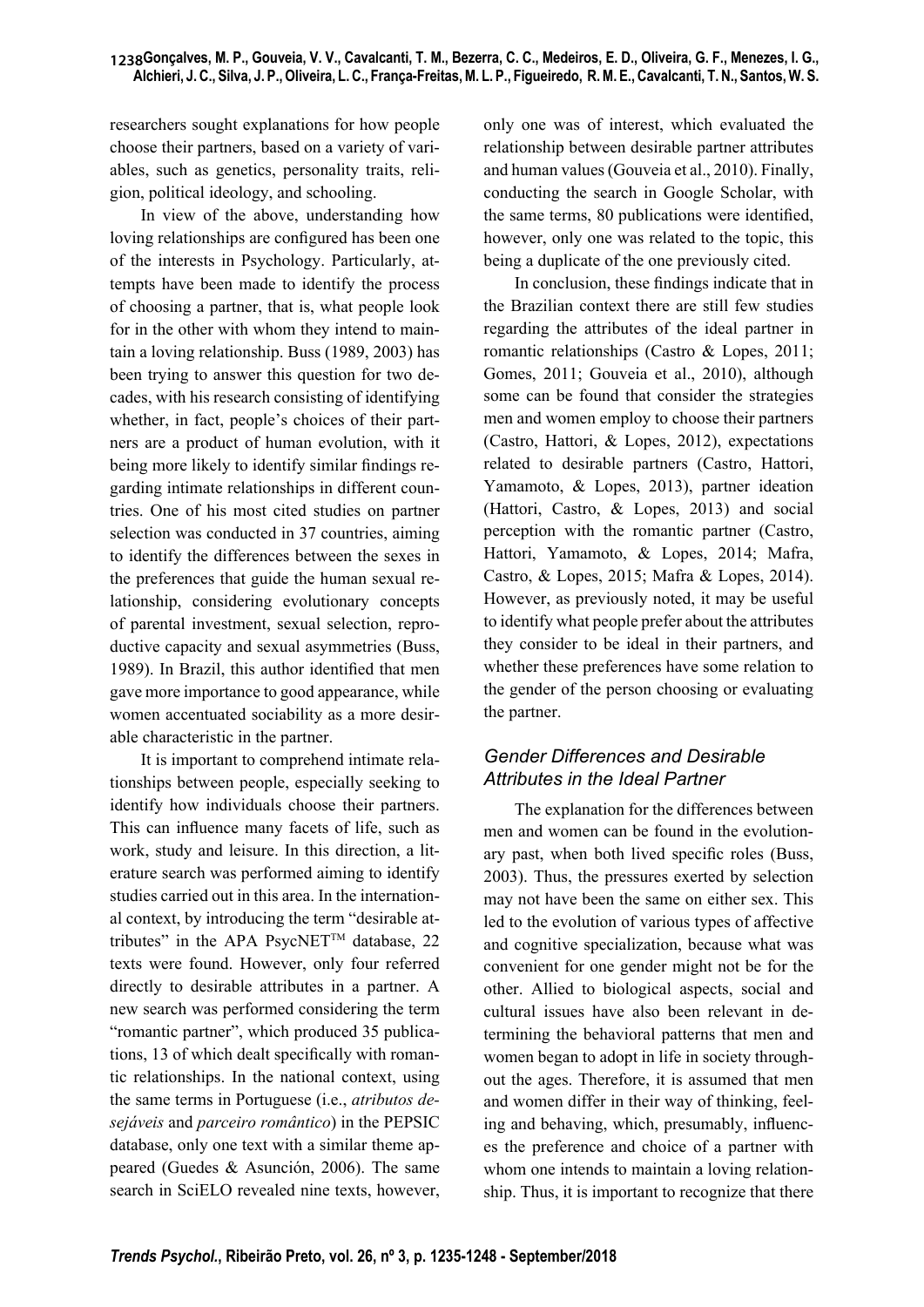researchers sought explanations for how people choose their partners, based on a variety of variables, such as genetics, personality traits, religion, political ideology, and schooling.

In view of the above, understanding how loving relationships are configured has been one of the interests in Psychology. Particularly, attempts have been made to identify the process of choosing a partner, that is, what people look for in the other with whom they intend to maintain a loving relationship. Buss (1989, 2003) has been trying to answer this question for two decades, with his research consisting of identifying whether, in fact, people's choices of their partners are a product of human evolution, with it being more likely to identify similar findings regarding intimate relationships in different countries. One of his most cited studies on partner selection was conducted in 37 countries, aiming to identify the differences between the sexes in the preferences that guide the human sexual relationship, considering evolutionary concepts of parental investment, sexual selection, reproductive capacity and sexual asymmetries (Buss, 1989). In Brazil, this author identified that men gave more importance to good appearance, while women accentuated sociability as a more desirable characteristic in the partner.

It is important to comprehend intimate relationships between people, especially seeking to identify how individuals choose their partners. This can influence many facets of life, such as work, study and leisure. In this direction, a literature search was performed aiming to identify studies carried out in this area. In the international context, by introducing the term "desirable attributes" in the APA PsycNET™ database, 22 texts were found. However, only four referred directly to desirable attributes in a partner. A new search was performed considering the term "romantic partner", which produced 35 publications, 13 of which dealt specifically with romantic relationships. In the national context, using the same terms in Portuguese (i.e., *atributos desejáveis* and *parceiro romântico*) in the PEPSIC database, only one text with a similar theme appeared (Guedes & Asunción, 2006). The same search in SciELO revealed nine texts, however, only one was of interest, which evaluated the relationship between desirable partner attributes and human values (Gouveia et al., 2010). Finally, conducting the search in Google Scholar, with the same terms, 80 publications were identified, however, only one was related to the topic, this being a duplicate of the one previously cited.

In conclusion, these findings indicate that in the Brazilian context there are still few studies regarding the attributes of the ideal partner in romantic relationships (Castro & Lopes, 2011; Gomes, 2011; Gouveia et al., 2010), although some can be found that consider the strategies men and women employ to choose their partners (Castro, Hattori, & Lopes, 2012), expectations related to desirable partners (Castro, Hattori, Yamamoto, & Lopes, 2013), partner ideation (Hattori, Castro, & Lopes, 2013) and social perception with the romantic partner (Castro, Hattori, Yamamoto, & Lopes, 2014; Mafra, Castro, & Lopes, 2015; Mafra & Lopes, 2014). However, as previously noted, it may be useful to identify what people prefer about the attributes they consider to be ideal in their partners, and whether these preferences have some relation to the gender of the person choosing or evaluating the partner.

### *Gender Differences and Desirable Attributes in the Ideal Partner*

The explanation for the differences between men and women can be found in the evolutionary past, when both lived specific roles (Buss, 2003). Thus, the pressures exerted by selection may not have been the same on either sex. This led to the evolution of various types of affective and cognitive specialization, because what was convenient for one gender might not be for the other. Allied to biological aspects, social and cultural issues have also been relevant in determining the behavioral patterns that men and women began to adopt in life in society throughout the ages. Therefore, it is assumed that men and women differ in their way of thinking, feeling and behaving, which, presumably, influences the preference and choice of a partner with whom one intends to maintain a loving relationship. Thus, it is important to recognize that there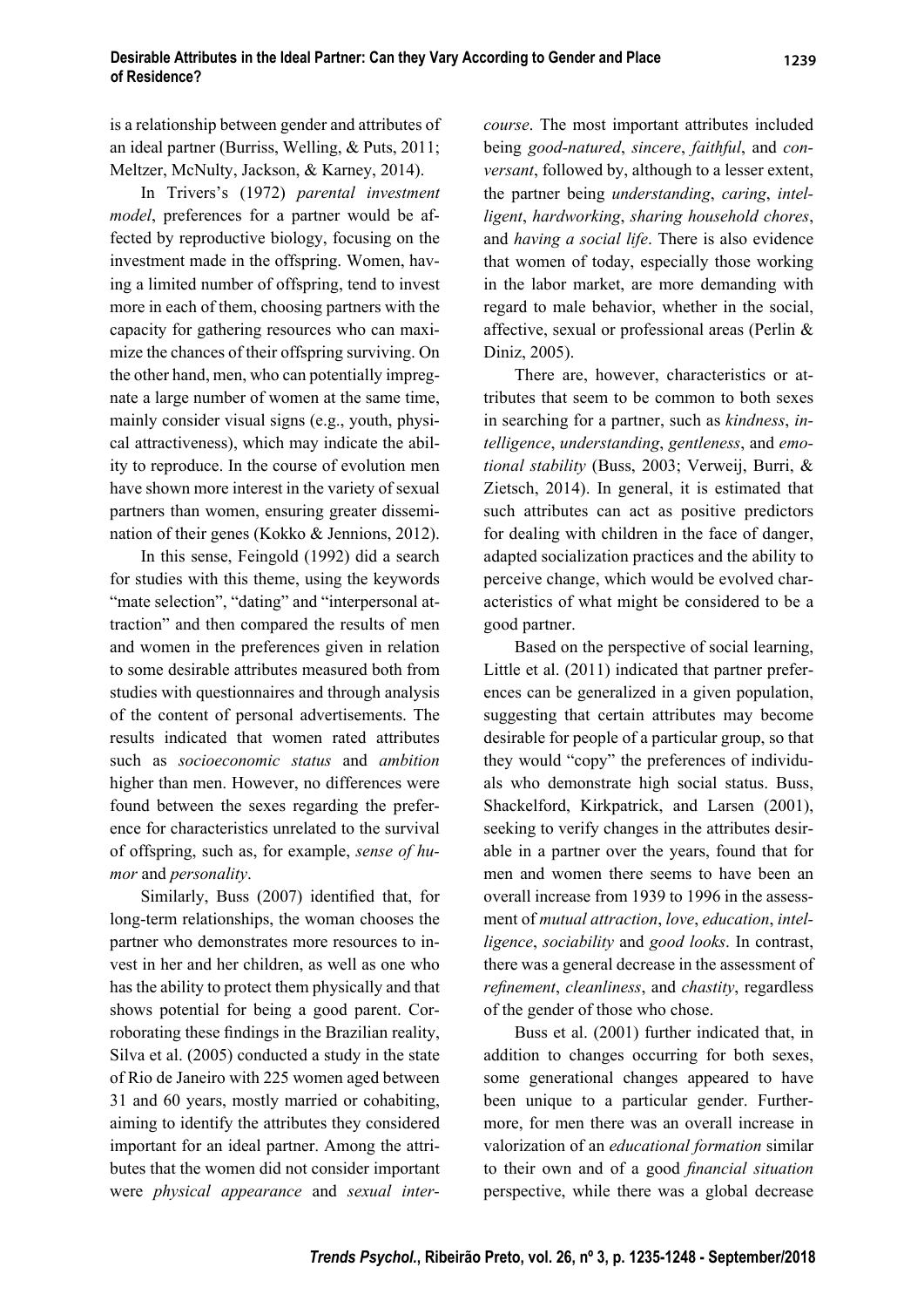is a relationship between gender and attributes of an ideal partner (Burriss, Welling, & Puts, 2011; Meltzer, McNulty, Jackson, & Karney, 2014).

In Trivers's (1972) *parental investment model*, preferences for a partner would be affected by reproductive biology, focusing on the investment made in the offspring. Women, having a limited number of offspring, tend to invest more in each of them, choosing partners with the capacity for gathering resources who can maximize the chances of their offspring surviving. On the other hand, men, who can potentially impregnate a large number of women at the same time, mainly consider visual signs (e.g., youth, physical attractiveness), which may indicate the ability to reproduce. In the course of evolution men have shown more interest in the variety of sexual partners than women, ensuring greater dissemination of their genes (Kokko & Jennions, 2012).

In this sense, Feingold (1992) did a search for studies with this theme, using the keywords "mate selection", "dating" and "interpersonal attraction" and then compared the results of men and women in the preferences given in relation to some desirable attributes measured both from studies with questionnaires and through analysis of the content of personal advertisements. The results indicated that women rated attributes such as *socioeconomic status* and *ambition* higher than men. However, no differences were found between the sexes regarding the preference for characteristics unrelated to the survival of offspring, such as, for example, *sense of humor* and *personality*.

Similarly, Buss (2007) identified that, for long-term relationships, the woman chooses the partner who demonstrates more resources to invest in her and her children, as well as one who has the ability to protect them physically and that shows potential for being a good parent. Corroborating these findings in the Brazilian reality, Silva et al. (2005) conducted a study in the state of Rio de Janeiro with 225 women aged between 31 and 60 years, mostly married or cohabiting, aiming to identify the attributes they considered important for an ideal partner. Among the attributes that the women did not consider important were *physical appearance* and *sexual intercourse*. The most important attributes included being *good-natured*, *sincere*, *faithful*, and *conversant*, followed by, although to a lesser extent, the partner being *understanding*, *caring*, *intelligent*, *hardworking*, *sharing household chores*, and *having a social life*. There is also evidence that women of today, especially those working in the labor market, are more demanding with regard to male behavior, whether in the social, affective, sexual or professional areas (Perlin & Diniz, 2005).

There are, however, characteristics or attributes that seem to be common to both sexes in searching for a partner, such as *kindness*, *intelligence*, *understanding*, *gentleness*, and *emotional stability* (Buss, 2003; Verweij, Burri, & Zietsch, 2014). In general, it is estimated that such attributes can act as positive predictors for dealing with children in the face of danger, adapted socialization practices and the ability to perceive change, which would be evolved characteristics of what might be considered to be a good partner.

Based on the perspective of social learning, Little et al. (2011) indicated that partner preferences can be generalized in a given population, suggesting that certain attributes may become desirable for people of a particular group, so that they would "copy" the preferences of individuals who demonstrate high social status. Buss, Shackelford, Kirkpatrick, and Larsen (2001), seeking to verify changes in the attributes desirable in a partner over the years, found that for men and women there seems to have been an overall increase from 1939 to 1996 in the assessment of *mutual attraction*, *love*, *education*, *intelligence*, *sociability* and *good looks*. In contrast, there was a general decrease in the assessment of *refinement*, *cleanliness*, and *chastity*, regardless of the gender of those who chose.

Buss et al. (2001) further indicated that, in addition to changes occurring for both sexes, some generational changes appeared to have been unique to a particular gender. Furthermore, for men there was an overall increase in valorization of an *educational formation* similar to their own and of a good *financial situation* perspective, while there was a global decrease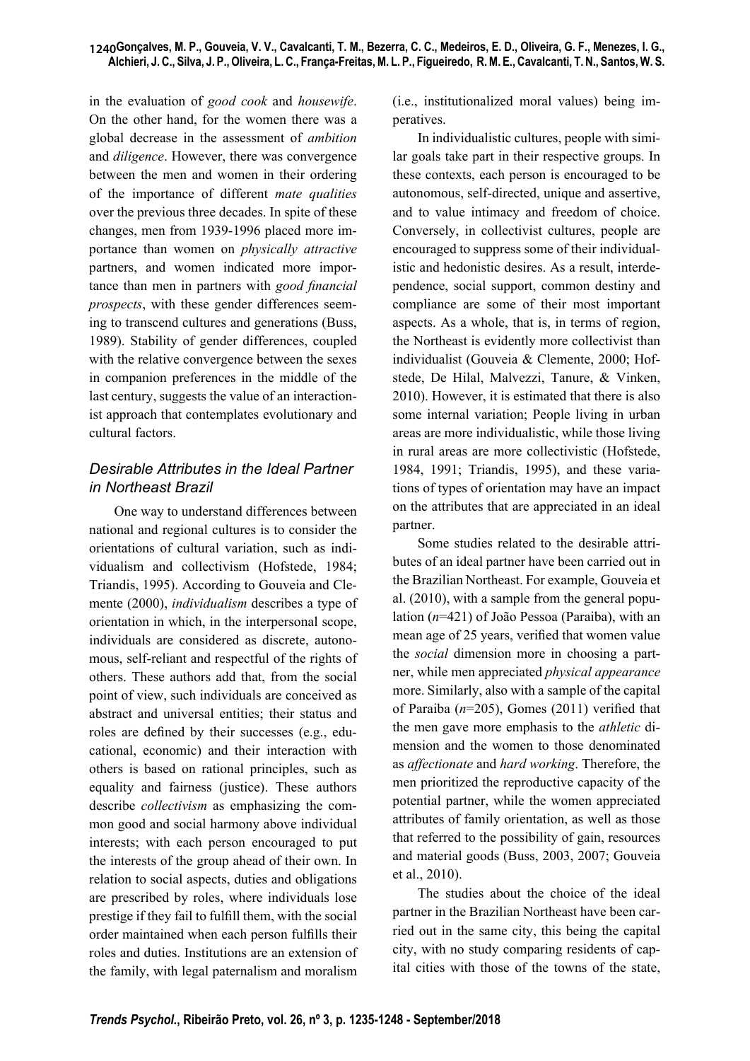in the evaluation of *good cook* and *housewife*. On the other hand, for the women there was a global decrease in the assessment of *ambition* and *diligence*. However, there was convergence between the men and women in their ordering of the importance of different *mate qualities* over the previous three decades. In spite of these changes, men from 1939-1996 placed more importance than women on *physically attractive* partners, and women indicated more importance than men in partners with *good financial prospects*, with these gender differences seeming to transcend cultures and generations (Buss, 1989). Stability of gender differences, coupled with the relative convergence between the sexes in companion preferences in the middle of the last century, suggests the value of an interactionist approach that contemplates evolutionary and cultural factors.

### *Desirable Attributes in the Ideal Partner in Northeast Brazil*

One way to understand differences between national and regional cultures is to consider the orientations of cultural variation, such as individualism and collectivism (Hofstede, 1984; Triandis, 1995). According to Gouveia and Clemente (2000), *individualism* describes a type of orientation in which, in the interpersonal scope, individuals are considered as discrete, autonomous, self-reliant and respectful of the rights of others. These authors add that, from the social point of view, such individuals are conceived as abstract and universal entities; their status and roles are defined by their successes (e.g., educational, economic) and their interaction with others is based on rational principles, such as equality and fairness (justice). These authors describe *collectivism* as emphasizing the common good and social harmony above individual interests; with each person encouraged to put the interests of the group ahead of their own. In relation to social aspects, duties and obligations are prescribed by roles, where individuals lose prestige if they fail to fulfill them, with the social order maintained when each person fulfills their roles and duties. Institutions are an extension of the family, with legal paternalism and moralism (i.e., institutionalized moral values) being imperatives.

In individualistic cultures, people with similar goals take part in their respective groups. In these contexts, each person is encouraged to be autonomous, self-directed, unique and assertive, and to value intimacy and freedom of choice. Conversely, in collectivist cultures, people are encouraged to suppress some of their individualistic and hedonistic desires. As a result, interdependence, social support, common destiny and compliance are some of their most important aspects. As a whole, that is, in terms of region, the Northeast is evidently more collectivist than individualist (Gouveia & Clemente, 2000; Hofstede, De Hilal, Malvezzi, Tanure, & Vinken, 2010). However, it is estimated that there is also some internal variation; People living in urban areas are more individualistic, while those living in rural areas are more collectivistic (Hofstede, 1984, 1991; Triandis, 1995), and these variations of types of orientation may have an impact on the attributes that are appreciated in an ideal partner.

Some studies related to the desirable attributes of an ideal partner have been carried out in the Brazilian Northeast. For example, Gouveia et al. (2010), with a sample from the general population ($n$=421) of João Pessoa (Paraiba), with an mean age of 25 years, verified that women value the *social* dimension more in choosing a partner, while men appreciated *physical appearance* more. Similarly, also with a sample of the capital of Paraiba ($n$=205), Gomes (2011) verified that the men gave more emphasis to the *athletic* dimension and the women to those denominated as *affectionate* and *hard working*. Therefore, the men prioritized the reproductive capacity of the potential partner, while the women appreciated attributes of family orientation, as well as those that referred to the possibility of gain, resources and material goods (Buss, 2003, 2007; Gouveia et al., 2010).

The studies about the choice of the ideal partner in the Brazilian Northeast have been carried out in the same city, this being the capital city, with no study comparing residents of capital cities with those of the towns of the state,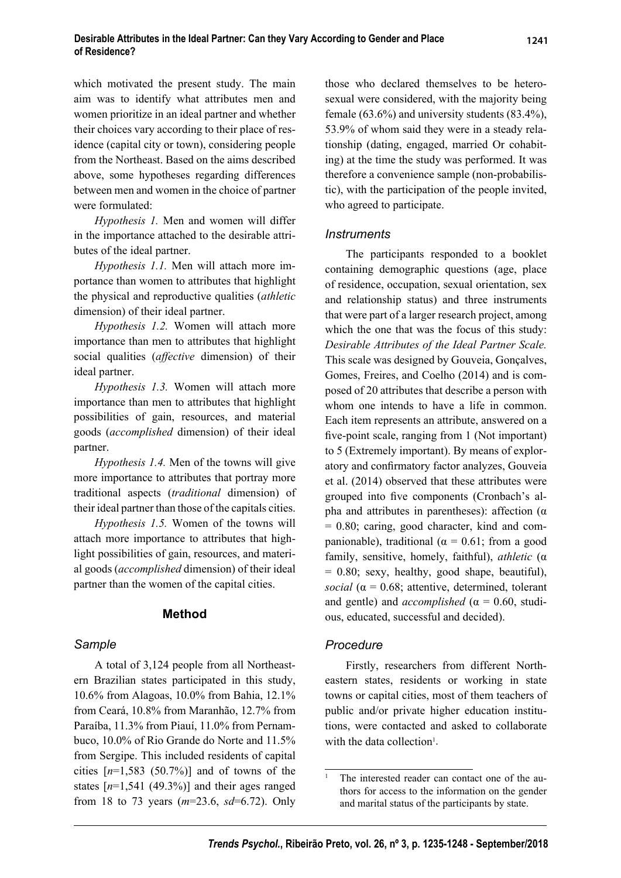which motivated the present study. The main aim was to identify what attributes men and women prioritize in an ideal partner and whether their choices vary according to their place of residence (capital city or town), considering people from the Northeast. Based on the aims described above, some hypotheses regarding differences between men and women in the choice of partner were formulated:

*Hypothesis 1.* Men and women will differ in the importance attached to the desirable attributes of the ideal partner.

*Hypothesis 1.1.* Men will attach more importance than women to attributes that highlight the physical and reproductive qualities (*athletic* dimension) of their ideal partner.

*Hypothesis 1.2.* Women will attach more importance than men to attributes that highlight social qualities (*affective* dimension) of their ideal partner.

*Hypothesis 1.3.* Women will attach more importance than men to attributes that highlight possibilities of gain, resources, and material goods (*accomplished* dimension) of their ideal partner.

*Hypothesis 1.4.* Men of the towns will give more importance to attributes that portray more traditional aspects (*traditional* dimension) of their ideal partner than those of the capitals cities.

*Hypothesis 1.5.* Women of the towns will attach more importance to attributes that highlight possibilities of gain, resources, and material goods (*accomplished* dimension) of their ideal partner than the women of the capital cities.

## Method

### Sample

A total of 3,124 people from all Northeastern Brazilian states participated in this study, 10.6% from Alagoas, 10.0% from Bahia, 12.1% from Ceará, 10.8% from Maranhão, 12.7% from Paraíba, 11.3% from Piauí, 11.0% from Pernambuco, 10.0% of Rio Grande do Norte and 11.5% from Sergipe. This included residents of capital cities [$n$=1,583 (50.7%)] and of towns of the states [$n$=1,541 (49.3%)] and their ages ranged from 18 to 73 years ($m$=23.6, $sd$=6.72). Only those who declared themselves to be heterosexual were considered, with the majority being female (63.6%) and university students (83.4%), 53.9% of whom said they were in a steady relationship (dating, engaged, married Or cohabiting) at the time the study was performed. It was therefore a convenience sample (non-probabilistic), with the participation of the people invited, who agreed to participate.

### Instruments

The participants responded to a booklet containing demographic questions (age, place of residence, occupation, sexual orientation, sex and relationship status) and three instruments that were part of a larger research project, among which the one that was the focus of this study: *Desirable Attributes of the Ideal Partner Scale.* This scale was designed by Gouveia, Gonçalves, Gomes, Freires, and Coelho (2014) and is composed of 20 attributes that describe a person with whom one intends to have a life in common. Each item represents an attribute, answered on a five-point scale, ranging from 1 (Not important) to 5 (Extremely important). By means of exploratory and confirmatory factor analyzes, Gouveia et al. (2014) observed that these attributes were grouped into five components (Cronbach's alpha and attributes in parentheses): affection ($\alpha$ = 0.80; caring, good character, kind and companionable), traditional ($\alpha$ = 0.61; from a good family, sensitive, homely, faithful), *athletic* ($\alpha$ = 0.80; sexy, healthy, good shape, beautiful), *social* ($\alpha$ = 0.68; attentive, determined, tolerant and gentle) and *accomplished* ($\alpha$ = 0.60, studious, educated, successful and decided).

### Procedure

Firstly, researchers from different Northeastern states, residents or working in state towns or capital cities, most of them teachers of public and/or private higher education institutions, were contacted and asked to collaborate with the data collection[1].

[1] The interested reader can contact one of the authors for access to the information on the gender and marital status of the participants by state.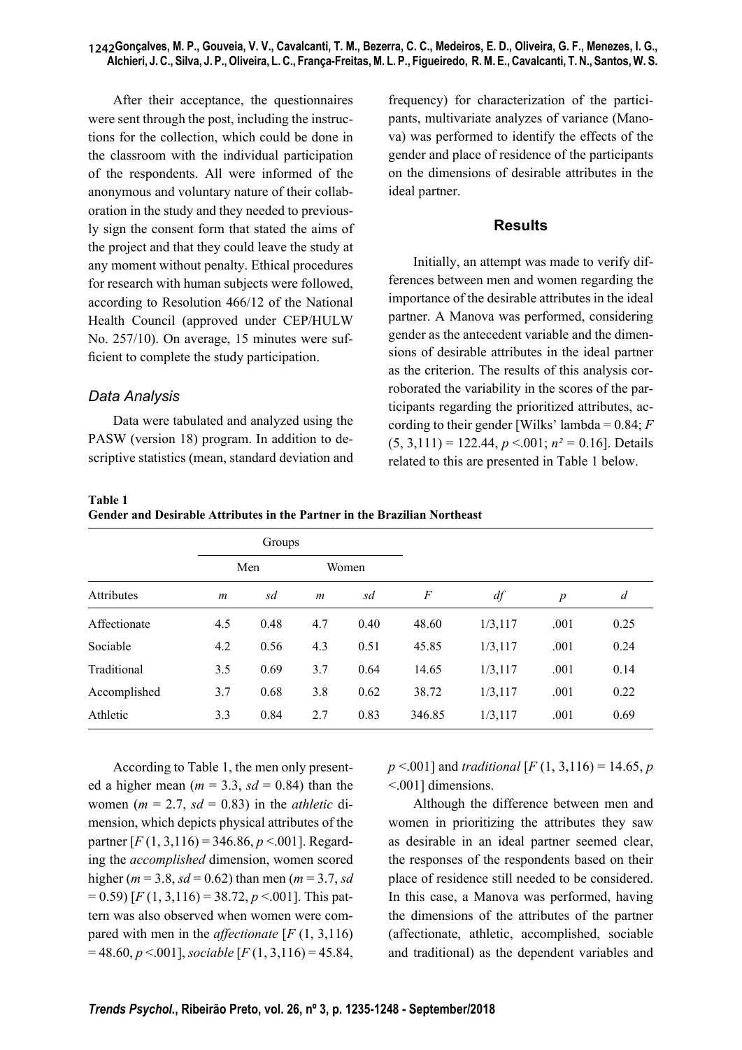After their acceptance, the questionnaires were sent through the post, including the instructions for the collection, which could be done in the classroom with the individual participation of the respondents. All were informed of the anonymous and voluntary nature of their collaboration in the study and they needed to previously sign the consent form that stated the aims of the project and that they could leave the study at any moment without penalty. Ethical procedures for research with human subjects were followed, according to Resolution 466/12 of the National Health Council (approved under CEP/HULW No. 257/10). On average, 15 minutes were sufficient to complete the study participation.

### *Data Analysis*

Data were tabulated and analyzed using the PASW (version 18) program. In addition to descriptive statistics (mean, standard deviation and frequency) for characterization of the participants, multivariate analyzes of variance (Manova) was performed to identify the effects of the gender and place of residence of the participants on the dimensions of desirable attributes in the ideal partner.

## Results

Initially, an attempt was made to verify differences between men and women regarding the importance of the desirable attributes in the ideal partner. A Manova was performed, considering gender as the antecedent variable and the dimensions of desirable attributes in the ideal partner as the criterion. The results of this analysis corroborated the variability in the scores of the participants regarding the prioritized attributes, according to their gender [Wilks' lambda = 0.84; $F$ (5, 3,111) = 122.44, $p$ <.001; $n^2$ = 0.16]. Details related to this are presented in Table 1 below.

**Table 1**
**Gender and Desirable Attributes in the Partner in the Brazilian Northeast**

| | Groups | | | | | | | |
|---|---|---|---|---|---|---|---|---|
| | Men | | Women | | | | | |
| Attributes | $m$ | $sd$ | $m$ | $sd$ | $F$ | $df$ | $p$ | $d$ |
| Affectionate | 4.5 | 0.48 | 4.7 | 0.40 | 48.60 | 1/3,117 | .001 | 0.25 |
| Sociable | 4.2 | 0.56 | 4.3 | 0.51 | 45.85 | 1/3,117 | .001 | 0.24 |
| Traditional | 3.5 | 0.69 | 3.7 | 0.64 | 14.65 | 1/3,117 | .001 | 0.14 |
| Accomplished | 3.7 | 0.68 | 3.8 | 0.62 | 38.72 | 1/3,117 | .001 | 0.22 |
| Athletic | 3.3 | 0.84 | 2.7 | 0.83 | 346.85 | 1/3,117 | .001 | 0.69 |

According to Table 1, the men only presented a higher mean ($m$ = 3.3, $sd$ = 0.84) than the women ($m$ = 2.7, $sd$ = 0.83) in the *athletic* dimension, which depicts physical attributes of the partner [$F$ (1, 3,116) = 346.86, $p$ <.001]. Regarding the *accomplished* dimension, women scored higher ($m$ = 3.8, $sd$ = 0.62) than men ($m$ = 3.7, $sd$ = 0.59) [$F$ (1, 3,116) = 38.72, $p$ <.001]. This pattern was also observed when women were compared with men in the *affectionate* [$F$ (1, 3,116) = 48.60, $p$ <.001], *sociable* [$F$ (1, 3,116) = 45.84, $p$ <.001] and *traditional* [$F$ (1, 3,116) = 14.65, $p$ <.001] dimensions.

Although the difference between men and women in prioritizing the attributes they saw as desirable in an ideal partner seemed clear, the responses of the respondents based on their place of residence still needed to be considered. In this case, a Manova was performed, having the dimensions of the attributes of the partner (affectionate, athletic, accomplished, sociable and traditional) as the dependent variables and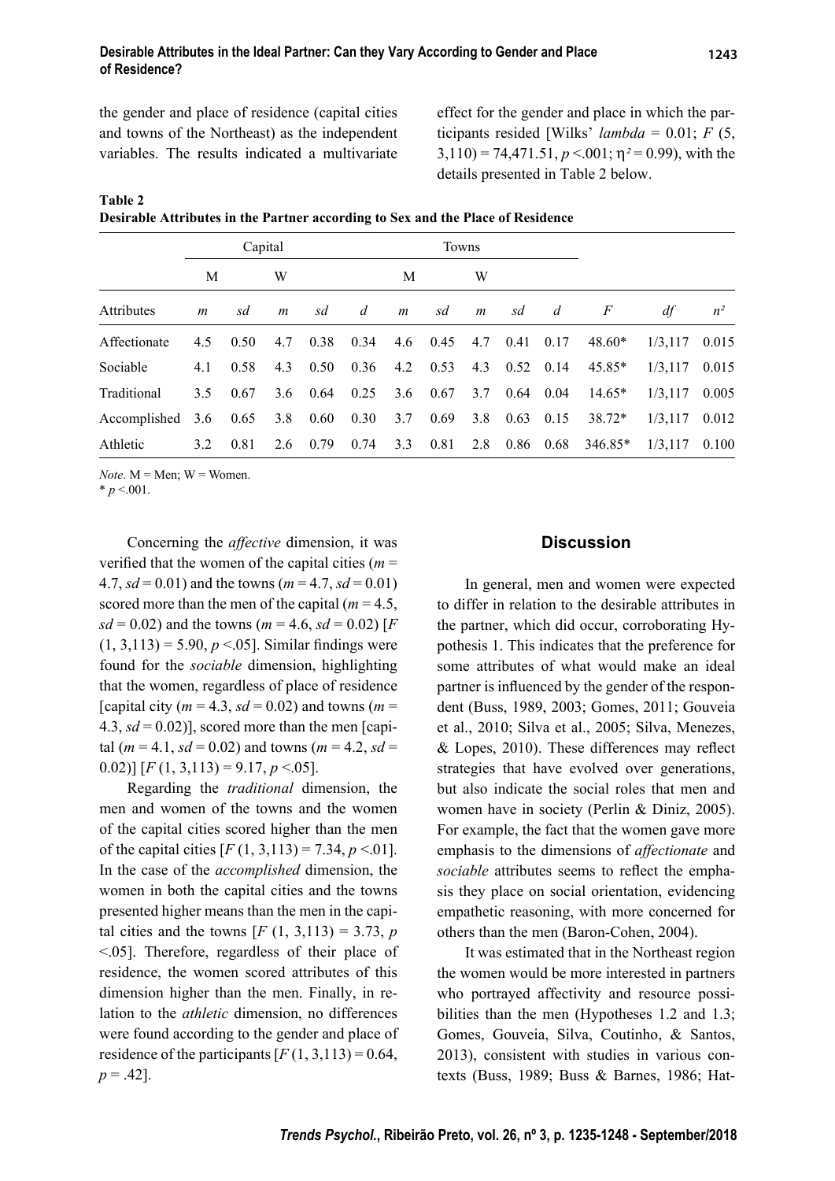the gender and place of residence (capital cities and towns of the Northeast) as the independent variables. The results indicated a multivariate effect for the gender and place in which the participants resided [Wilks' *lambda* = 0.01; $F$ (5, 3,110) = 74,471.51, $p$ <.001; $\eta^2$ = 0.99), with the details presented in Table 2 below.

**Table 2**
**Desirable Attributes in the Partner according to Sex and the Place of Residence**

| | Capital | | | | | Towns | | | | | | | |
|---|---|---|---|---|---|---|---|---|---|---|---|---|---|
| | M | | W | | | M | | W | | | | | |
| Attributes | *m* | *sd* | *m* | *sd* | *d* | *m* | *sd* | *m* | *sd* | *d* | *F* | *df* | $n^2$ |
| Affectionate | 4.5 | 0.50 | 4.7 | 0.38 | 0.34 | 4.6 | 0.45 | 4.7 | 0.41 | 0.17 | 48.60* | 1/3,117 | 0.015 |
| Sociable | 4.1 | 0.58 | 4.3 | 0.50 | 0.36 | 4.2 | 0.53 | 4.3 | 0.52 | 0.14 | 45.85* | 1/3,117 | 0.015 |
| Traditional | 3.5 | 0.67 | 3.6 | 0.64 | 0.25 | 3.6 | 0.67 | 3.7 | 0.64 | 0.04 | 14.65* | 1/3,117 | 0.005 |
| Accomplished | 3.6 | 0.65 | 3.8 | 0.60 | 0.30 | 3.7 | 0.69 | 3.8 | 0.63 | 0.15 | 38.72* | 1/3,117 | 0.012 |
| Athletic | 3.2 | 0.81 | 2.6 | 0.79 | 0.74 | 3.3 | 0.81 | 2.8 | 0.86 | 0.68 | 346.85* | 1/3,117 | 0.100 |

*Note.* M = Men; W = Women.
* $p$ <.001.

Concerning the *affective* dimension, it was verified that the women of the capital cities ($m$ = 4.7, $sd$ = 0.01) and the towns ($m$ = 4.7, $sd$ = 0.01) scored more than the men of the capital ($m$ = 4.5, $sd$ = 0.02) and the towns ($m$ = 4.6, $sd$ = 0.02) [$F$ (1, 3,113) = 5.90, $p$ <.05]. Similar findings were found for the *sociable* dimension, highlighting that the women, regardless of place of residence [capital city ($m$ = 4.3, $sd$ = 0.02) and towns ($m$ = 4.3, $sd$ = 0.02)], scored more than the men [capital ($m$ = 4.1, $sd$ = 0.02) and towns ($m$ = 4.2, $sd$ = 0.02)] [$F$ (1, 3,113) = 9.17, $p$ <.05].

Regarding the *traditional* dimension, the men and women of the towns and the women of the capital cities scored higher than the men of the capital cities [$F$ (1, 3,113) = 7.34, $p$ <.01]. In the case of the *accomplished* dimension, the women in both the capital cities and the towns presented higher means than the men in the capital cities and the towns [$F$ (1, 3,113) = 3.73, $p$ <.05]. Therefore, regardless of their place of residence, the women scored attributes of this dimension higher than the men. Finally, in relation to the *athletic* dimension, no differences were found according to the gender and place of residence of the participants [$F$ (1, 3,113) = 0.64, $p$ = .42].

## Discussion

In general, men and women were expected to differ in relation to the desirable attributes in the partner, which did occur, corroborating Hypothesis 1. This indicates that the preference for some attributes of what would make an ideal partner is influenced by the gender of the respondent (Buss, 1989, 2003; Gomes, 2011; Gouveia et al., 2010; Silva et al., 2005; Silva, Menezes, & Lopes, 2010). These differences may reflect strategies that have evolved over generations, but also indicate the social roles that men and women have in society (Perlin & Diniz, 2005). For example, the fact that the women gave more emphasis to the dimensions of *affectionate* and *sociable* attributes seems to reflect the emphasis they place on social orientation, evidencing empathetic reasoning, with more concerned for others than the men (Baron-Cohen, 2004).

It was estimated that in the Northeast region the women would be more interested in partners who portrayed affectivity and resource possibilities than the men (Hypotheses 1.2 and 1.3; Gomes, Gouveia, Silva, Coutinho, & Santos, 2013), consistent with studies in various contexts (Buss, 1989; Buss & Barnes, 1986; Hat-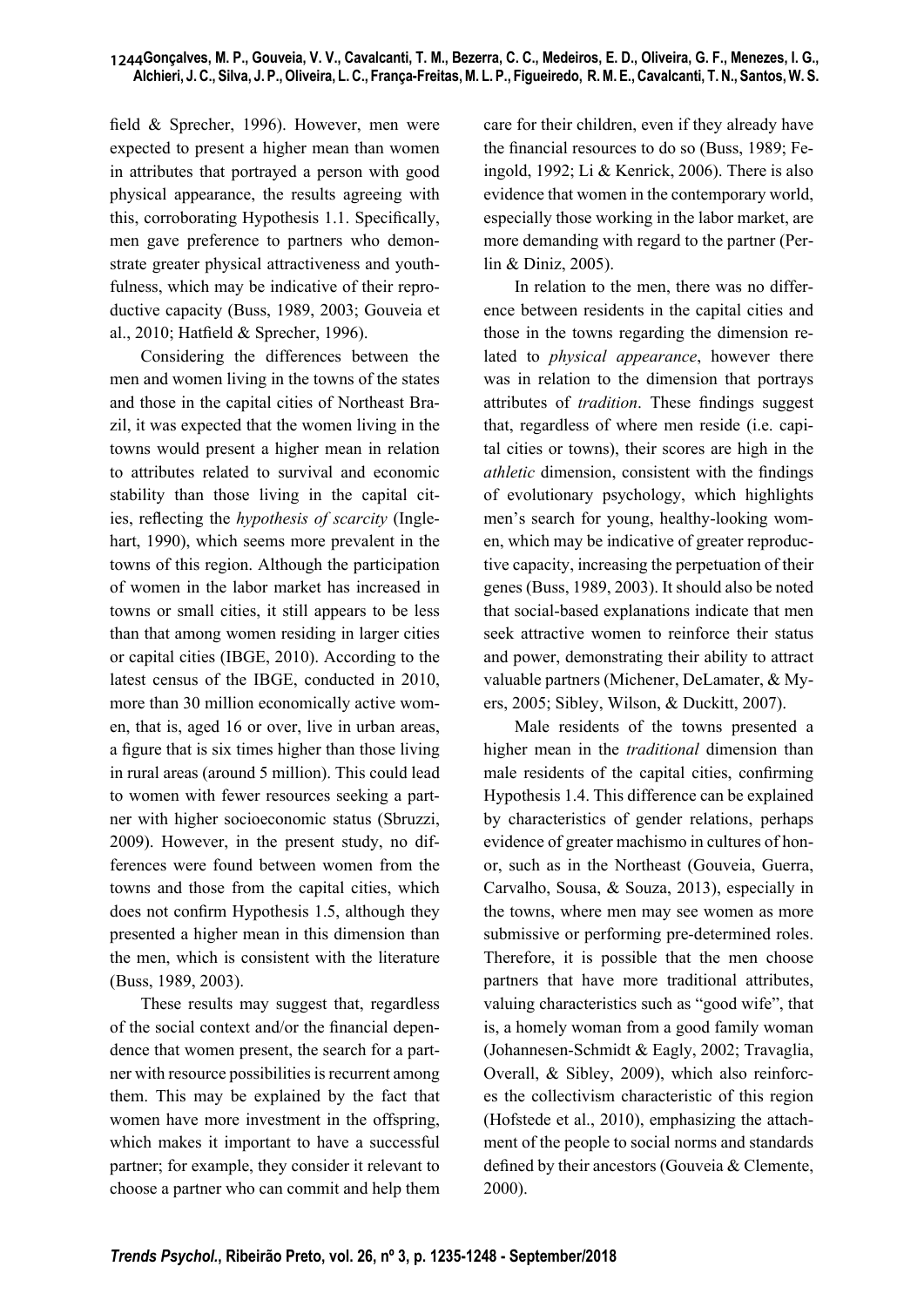field & Sprecher, 1996). However, men were expected to present a higher mean than women in attributes that portrayed a person with good physical appearance, the results agreeing with this, corroborating Hypothesis 1.1. Specifically, men gave preference to partners who demonstrate greater physical attractiveness and youthfulness, which may be indicative of their reproductive capacity (Buss, 1989, 2003; Gouveia et al., 2010; Hatfield & Sprecher, 1996).

Considering the differences between the men and women living in the towns of the states and those in the capital cities of Northeast Brazil, it was expected that the women living in the towns would present a higher mean in relation to attributes related to survival and economic stability than those living in the capital cities, reflecting the *hypothesis of scarcity* (Inglehart, 1990), which seems more prevalent in the towns of this region. Although the participation of women in the labor market has increased in towns or small cities, it still appears to be less than that among women residing in larger cities or capital cities (IBGE, 2010). According to the latest census of the IBGE, conducted in 2010, more than 30 million economically active women, that is, aged 16 or over, live in urban areas, a figure that is six times higher than those living in rural areas (around 5 million). This could lead to women with fewer resources seeking a partner with higher socioeconomic status (Sbruzzi, 2009). However, in the present study, no differences were found between women from the towns and those from the capital cities, which does not confirm Hypothesis 1.5, although they presented a higher mean in this dimension than the men, which is consistent with the literature (Buss, 1989, 2003).

These results may suggest that, regardless of the social context and/or the financial dependence that women present, the search for a partner with resource possibilities is recurrent among them. This may be explained by the fact that women have more investment in the offspring, which makes it important to have a successful partner; for example, they consider it relevant to choose a partner who can commit and help them care for their children, even if they already have the financial resources to do so (Buss, 1989; Feingold, 1992; Li & Kenrick, 2006). There is also evidence that women in the contemporary world, especially those working in the labor market, are more demanding with regard to the partner (Perlin & Diniz, 2005).

In relation to the men, there was no difference between residents in the capital cities and those in the towns regarding the dimension related to *physical appearance*, however there was in relation to the dimension that portrays attributes of *tradition*. These findings suggest that, regardless of where men reside (i.e. capital cities or towns), their scores are high in the *athletic* dimension, consistent with the findings of evolutionary psychology, which highlights men's search for young, healthy-looking women, which may be indicative of greater reproductive capacity, increasing the perpetuation of their genes (Buss, 1989, 2003). It should also be noted that social-based explanations indicate that men seek attractive women to reinforce their status and power, demonstrating their ability to attract valuable partners (Michener, DeLamater, & Myers, 2005; Sibley, Wilson, & Duckitt, 2007).

Male residents of the towns presented a higher mean in the *traditional* dimension than male residents of the capital cities, confirming Hypothesis 1.4. This difference can be explained by characteristics of gender relations, perhaps evidence of greater machismo in cultures of honor, such as in the Northeast (Gouveia, Guerra, Carvalho, Sousa, & Souza, 2013), especially in the towns, where men may see women as more submissive or performing pre-determined roles. Therefore, it is possible that the men choose partners that have more traditional attributes, valuing characteristics such as "good wife", that is, a homely woman from a good family woman (Johannesen-Schmidt & Eagly, 2002; Travaglia, Overall, & Sibley, 2009), which also reinforces the collectivism characteristic of this region (Hofstede et al., 2010), emphasizing the attachment of the people to social norms and standards defined by their ancestors (Gouveia & Clemente, 2000).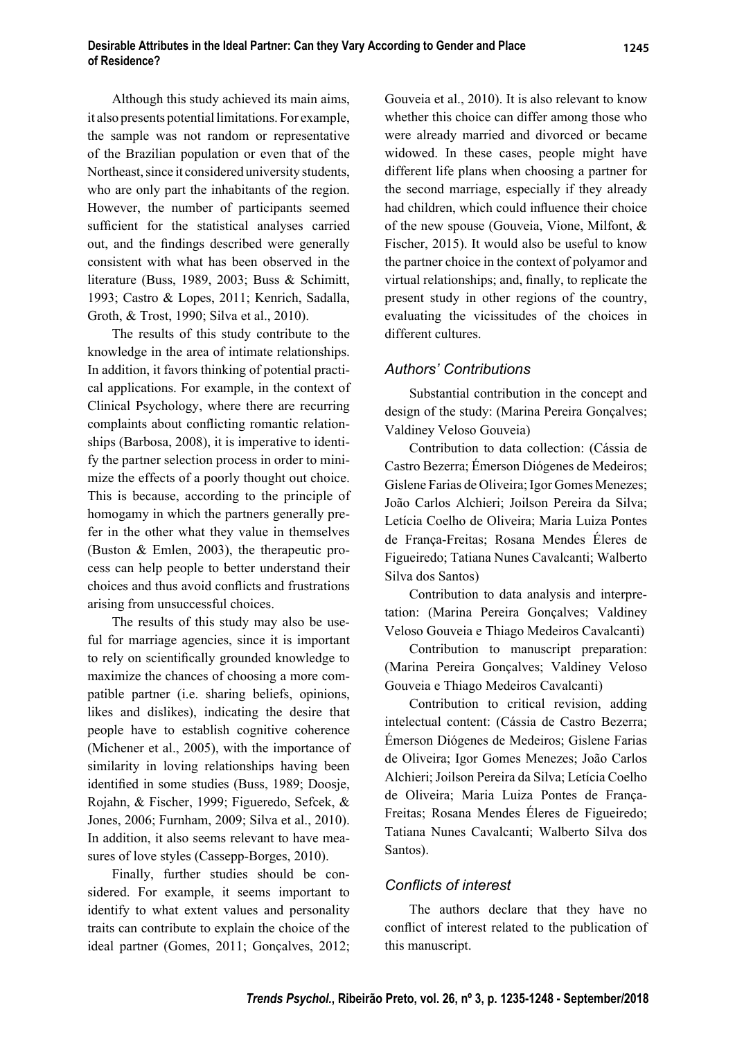Although this study achieved its main aims, it also presents potential limitations. For example, the sample was not random or representative of the Brazilian population or even that of the Northeast, since it considered university students, who are only part the inhabitants of the region. However, the number of participants seemed sufficient for the statistical analyses carried out, and the findings described were generally consistent with what has been observed in the literature (Buss, 1989, 2003; Buss & Schimitt, 1993; Castro & Lopes, 2011; Kenrich, Sadalla, Groth, & Trost, 1990; Silva et al., 2010).

The results of this study contribute to the knowledge in the area of intimate relationships. In addition, it favors thinking of potential practical applications. For example, in the context of Clinical Psychology, where there are recurring complaints about conflicting romantic relationships (Barbosa, 2008), it is imperative to identify the partner selection process in order to minimize the effects of a poorly thought out choice. This is because, according to the principle of homogamy in which the partners generally prefer in the other what they value in themselves (Buston & Emlen, 2003), the therapeutic process can help people to better understand their choices and thus avoid conflicts and frustrations arising from unsuccessful choices.

The results of this study may also be useful for marriage agencies, since it is important to rely on scientifically grounded knowledge to maximize the chances of choosing a more compatible partner (i.e. sharing beliefs, opinions, likes and dislikes), indicating the desire that people have to establish cognitive coherence (Michener et al., 2005), with the importance of similarity in loving relationships having been identified in some studies (Buss, 1989; Doosje, Rojahn, & Fischer, 1999; Figueredo, Sefcek, & Jones, 2006; Furnham, 2009; Silva et al., 2010). In addition, it also seems relevant to have measures of love styles (Cassepp-Borges, 2010).

Finally, further studies should be considered. For example, it seems important to identify to what extent values and personality traits can contribute to explain the choice of the ideal partner (Gomes, 2011; Gonçalves, 2012; Gouveia et al., 2010). It is also relevant to know whether this choice can differ among those who were already married and divorced or became widowed. In these cases, people might have different life plans when choosing a partner for the second marriage, especially if they already had children, which could influence their choice of the new spouse (Gouveia, Vione, Milfont, & Fischer, 2015). It would also be useful to know the partner choice in the context of polyamor and virtual relationships; and, finally, to replicate the present study in other regions of the country, evaluating the vicissitudes of the choices in different cultures.

## *Authors' Contributions*

Substantial contribution in the concept and design of the study: (Marina Pereira Gonçalves; Valdiney Veloso Gouveia)

Contribution to data collection: (Cássia de Castro Bezerra; Émerson Diógenes de Medeiros; Gislene Farias de Oliveira; Igor Gomes Menezes; João Carlos Alchieri; Joilson Pereira da Silva; Letícia Coelho de Oliveira; Maria Luiza Pontes de França-Freitas; Rosana Mendes Éleres de Figueiredo; Tatiana Nunes Cavalcanti; Walberto Silva dos Santos)

Contribution to data analysis and interpretation: (Marina Pereira Gonçalves; Valdiney Veloso Gouveia e Thiago Medeiros Cavalcanti)

Contribution to manuscript preparation: (Marina Pereira Gonçalves; Valdiney Veloso Gouveia e Thiago Medeiros Cavalcanti)

Contribution to critical revision, adding intelectual content: (Cássia de Castro Bezerra; Émerson Diógenes de Medeiros; Gislene Farias de Oliveira; Igor Gomes Menezes; João Carlos Alchieri; Joilson Pereira da Silva; Letícia Coelho de Oliveira; Maria Luiza Pontes de França-Freitas; Rosana Mendes Éleres de Figueiredo; Tatiana Nunes Cavalcanti; Walberto Silva dos Santos).

## *Conflicts of interest*

The authors declare that they have no conflict of interest related to the publication of this manuscript.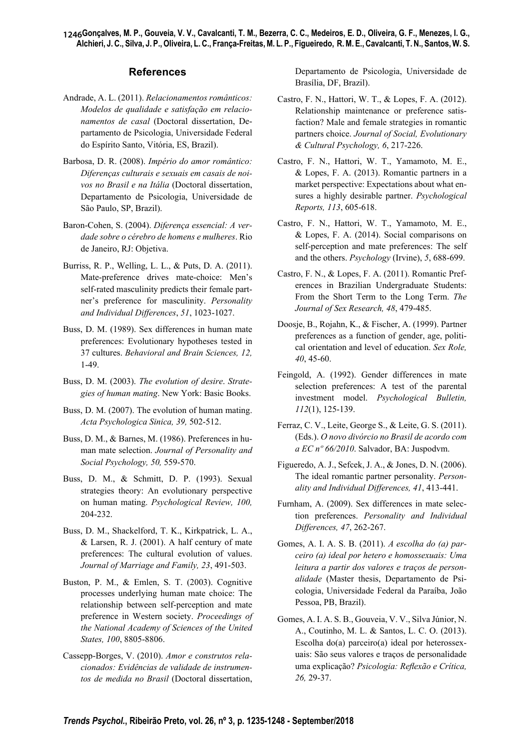## References

Andrade, A. L. (2011). *Relacionamentos românticos: Modelos de qualidade e satisfação em relacionamentos de casal* (Doctoral dissertation, Departamento de Psicologia, Universidade Federal do Espírito Santo, Vitória, ES, Brazil).

Barbosa, D. R. (2008). *Império do amor romântico: Diferenças culturais e sexuais em casais de noivos no Brasil e na Itália* (Doctoral dissertation, Departamento de Psicologia, Universidade de São Paulo, SP, Brazil).

Baron-Cohen, S. (2004). *Diferença essencial: A verdade sobre o cérebro de homens e mulheres*. Rio de Janeiro, RJ: Objetiva.

Burriss, R. P., Welling, L. L., & Puts, D. A. (2011). Mate-preference drives mate-choice: Men's self-rated masculinity predicts their female partner's preference for masculinity. *Personality and Individual Differences*, *51*, 1023-1027.

Buss, D. M. (1989). Sex differences in human mate preferences: Evolutionary hypotheses tested in 37 cultures. *Behavioral and Brain Sciences, 12,* 1-49.

Buss, D. M. (2003). *The evolution of desire*. *Strategies of human mating*. New York: Basic Books.

Buss, D. M. (2007). The evolution of human mating. *Acta Psychologica Sinica, 39,* 502-512.

Buss, D. M., & Barnes, M. (1986). Preferences in human mate selection. *Journal of Personality and Social Psychology, 50,* 559-570.

Buss, D. M., & Schmitt, D. P. (1993). Sexual strategies theory: An evolutionary perspective on human mating. *Psychological Review, 100,* 204-232.

Buss, D. M., Shackelford, T. K., Kirkpatrick, L. A., & Larsen, R. J. (2001). A half century of mate preferences: The cultural evolution of values. *Journal of Marriage and Family, 23*, 491-503.

Buston, P. M., & Emlen, S. T. (2003). Cognitive processes underlying human mate choice: The relationship between self-perception and mate preference in Western society. *Proceedings of the National Academy of Sciences of the United States, 100*, 8805-8806.

Cassepp-Borges, V. (2010). *Amor e construtos relacionados: Evidências de validade de instrumentos de medida no Brasil* (Doctoral dissertation, Departamento de Psicologia, Universidade de Brasília, DF, Brazil).

Castro, F. N., Hattori, W. T., & Lopes, F. A. (2012). Relationship maintenance or preference satisfaction? Male and female strategies in romantic partners choice. *Journal of Social, Evolutionary & Cultural Psychology, 6*, 217-226.

Castro, F. N., Hattori, W. T., Yamamoto, M. E., & Lopes, F. A. (2013). Romantic partners in a market perspective: Expectations about what ensures a highly desirable partner. *Psychological Reports, 113*, 605-618.

Castro, F. N., Hattori, W. T., Yamamoto, M. E., & Lopes, F. A. (2014). Social comparisons on self-perception and mate preferences: The self and the others. *Psychology* (Irvine), *5*, 688-699.

Castro, F. N., & Lopes, F. A. (2011). Romantic Preferences in Brazilian Undergraduate Students: From the Short Term to the Long Term. *The Journal of Sex Research, 48*, 479-485.

Doosje, B., Rojahn, K., & Fischer, A. (1999). Partner preferences as a function of gender, age, political orientation and level of education. *Sex Role, 40*, 45-60.

Feingold, A. (1992). Gender differences in mate selection preferences: A test of the parental investment model. *Psychological Bulletin, 112*(1), 125-139.

Ferraz, C. V., Leite, George S., & Leite, G. S. (2011). (Eds.). *O novo divórcio no Brasil de acordo com a EC nº 66/2010*. Salvador, BA: Juspodvm.

Figueredo, A. J., Sefcek, J. A., & Jones, D. N. (2006). The ideal romantic partner personality. *Personality and Individual Differences, 41*, 413-441.

Furnham, A. (2009). Sex differences in mate selection preferences. *Personality and Individual Differences, 47*, 262-267.

Gomes, A. I. A. S. B. (2011). *A escolha do (a) parceiro (a) ideal por hetero e homossexuais: Uma leitura a partir dos valores e traços de personalidade* (Master thesis, Departamento de Psicologia, Universidade Federal da Paraíba, João Pessoa, PB, Brazil).

Gomes, A. I. A. S. B., Gouveia, V. V., Silva Júnior, N. A., Coutinho, M. L. & Santos, L. C. O. (2013). Escolha do(a) parceiro(a) ideal por heterossexuais: São seus valores e traços de personalidade uma explicação? *Psicologia: Reflexão e Crítica, 26,* 29-37.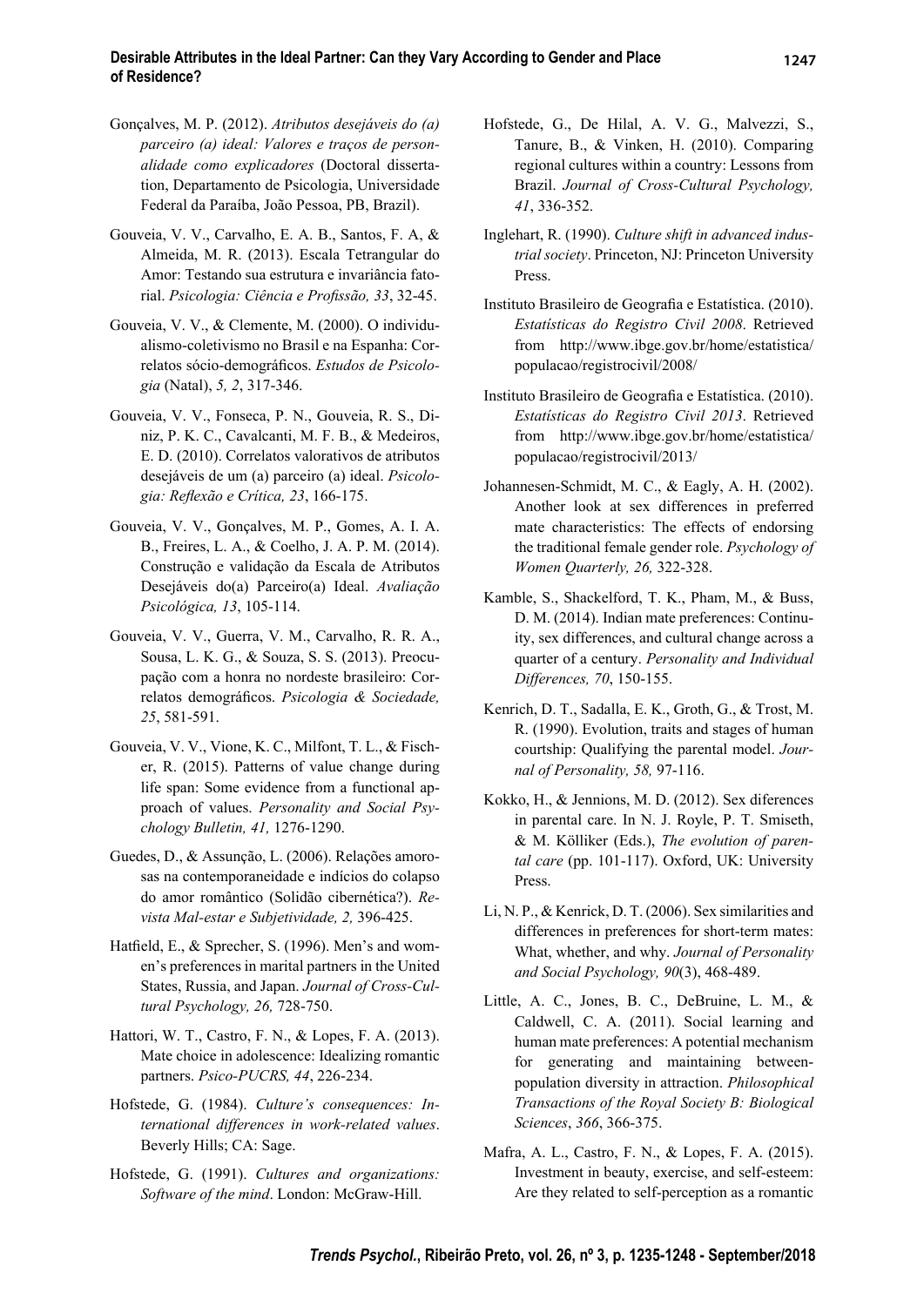Gonçalves, M. P. (2012). *Atributos desejáveis do (a) parceiro (a) ideal: Valores e traços de personalidade como explicadores* (Doctoral dissertation, Departamento de Psicologia, Universidade Federal da Paraíba, João Pessoa, PB, Brazil).

Gouveia, V. V., Carvalho, E. A. B., Santos, F. A, & Almeida, M. R. (2013). Escala Tetrangular do Amor: Testando sua estrutura e invariância fatorial. *Psicologia: Ciência e Profissão, 33*, 32-45.

Gouveia, V. V., & Clemente, M. (2000). O individualismo-coletivismo no Brasil e na Espanha: Correlatos sócio-demográficos. *Estudos de Psicologia* (Natal), *5, 2*, 317-346.

Gouveia, V. V., Fonseca, P. N., Gouveia, R. S., Diniz, P. K. C., Cavalcanti, M. F. B., & Medeiros, E. D. (2010). Correlatos valorativos de atributos desejáveis de um (a) parceiro (a) ideal. *Psicologia: Reflexão e Crítica, 23*, 166-175.

Gouveia, V. V., Gonçalves, M. P., Gomes, A. I. A. B., Freires, L. A., & Coelho, J. A. P. M. (2014). Construção e validação da Escala de Atributos Desejáveis do(a) Parceiro(a) Ideal. *Avaliação Psicológica, 13*, 105-114.

Gouveia, V. V., Guerra, V. M., Carvalho, R. R. A., Sousa, L. K. G., & Souza, S. S. (2013). Preocupação com a honra no nordeste brasileiro: Correlatos demográficos. *Psicologia & Sociedade, 25*, 581-591.

Gouveia, V. V., Vione, K. C., Milfont, T. L., & Fischer, R. (2015). Patterns of value change during life span: Some evidence from a functional approach of values. *Personality and Social Psychology Bulletin, 41,* 1276-1290.

Guedes, D., & Assunção, L. (2006). Relações amorosas na contemporaneidade e indícios do colapso do amor romântico (Solidão cibernética?). *Revista Mal-estar e Subjetividade, 2,* 396-425.

Hatfield, E., & Sprecher, S. (1996). Men's and women's preferences in marital partners in the United States, Russia, and Japan. *Journal of Cross-Cultural Psychology, 26,* 728-750.

Hattori, W. T., Castro, F. N., & Lopes, F. A. (2013). Mate choice in adolescence: Idealizing romantic partners. *Psico-PUCRS, 44*, 226-234.

Hofstede, G. (1984). *Culture's consequences: International differences in work-related values*. Beverly Hills; CA: Sage.

Hofstede, G. (1991). *Cultures and organizations: Software of the mind*. London: McGraw-Hill.

Hofstede, G., De Hilal, A. V. G., Malvezzi, S., Tanure, B., & Vinken, H. (2010). Comparing regional cultures within a country: Lessons from Brazil. *Journal of Cross-Cultural Psychology, 41*, 336-352.

Inglehart, R. (1990). *Culture shift in advanced industrial society*. Princeton, NJ: Princeton University Press.

Instituto Brasileiro de Geografia e Estatística. (2010). *Estatísticas do Registro Civil 2008*. Retrieved from http://www.ibge.gov.br/home/estatistica/populacao/registrocivil/2008/

Instituto Brasileiro de Geografia e Estatística. (2010). *Estatísticas do Registro Civil 2013*. Retrieved from http://www.ibge.gov.br/home/estatistica/populacao/registrocivil/2013/

Johannesen-Schmidt, M. C., & Eagly, A. H. (2002). Another look at sex differences in preferred mate characteristics: The effects of endorsing the traditional female gender role. *Psychology of Women Quarterly, 26,* 322-328.

Kamble, S., Shackelford, T. K., Pham, M., & Buss, D. M. (2014). Indian mate preferences: Continuity, sex differences, and cultural change across a quarter of a century. *Personality and Individual Differences, 70*, 150-155.

Kenrich, D. T., Sadalla, E. K., Groth, G., & Trost, M. R. (1990). Evolution, traits and stages of human courtship: Qualifying the parental model. *Journal of Personality, 58,* 97-116.

Kokko, H., & Jennions, M. D. (2012). Sex diferences in parental care. In N. J. Royle, P. T. Smiseth, & M. Kölliker (Eds.), *The evolution of parental care* (pp. 101-117). Oxford, UK: University Press.

Li, N. P., & Kenrick, D. T. (2006). Sex similarities and differences in preferences for short-term mates: What, whether, and why. *Journal of Personality and Social Psychology, 90*(3), 468-489.

Little, A. C., Jones, B. C., DeBruine, L. M., & Caldwell, C. A. (2011). Social learning and human mate preferences: A potential mechanism for generating and maintaining between-population diversity in attraction. *Philosophical Transactions of the Royal Society B: Biological Sciences*, *366*, 366-375.

Mafra, A. L., Castro, F. N., & Lopes, F. A. (2015). Investment in beauty, exercise, and self-esteem: Are they related to self-perception as a romantic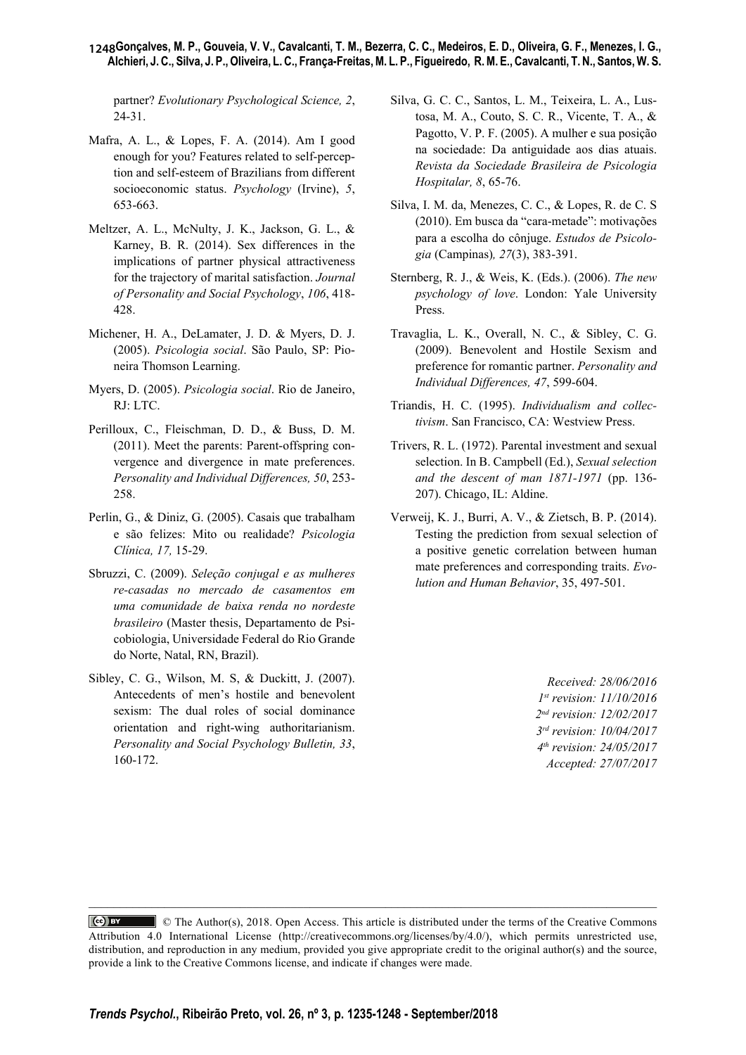partner? *Evolutionary Psychological Science, 2*, 24-31.

Mafra, A. L., & Lopes, F. A. (2014). Am I good enough for you? Features related to self-perception and self-esteem of Brazilians from different socioeconomic status. *Psychology* (Irvine), *5*, 653-663.

Meltzer, A. L., McNulty, J. K., Jackson, G. L., & Karney, B. R. (2014). Sex differences in the implications of partner physical attractiveness for the trajectory of marital satisfaction. *Journal of Personality and Social Psychology*, *106*, 418-428.

Michener, H. A., DeLamater, J. D. & Myers, D. J. (2005). *Psicologia social*. São Paulo, SP: Pioneira Thomson Learning.

Myers, D. (2005). *Psicologia social*. Rio de Janeiro, RJ: LTC.

Perilloux, C., Fleischman, D. D., & Buss, D. M. (2011). Meet the parents: Parent-offspring convergence and divergence in mate preferences. *Personality and Individual Differences, 50*, 253-258.

Perlin, G., & Diniz, G. (2005). Casais que trabalham e são felizes: Mito ou realidade? *Psicologia Clínica, 17,* 15-29.

Sbruzzi, C. (2009). *Seleção conjugal e as mulheres re-casadas no mercado de casamentos em uma comunidade de baixa renda no nordeste brasileiro* (Master thesis, Departamento de Psicobiologia, Universidade Federal do Rio Grande do Norte, Natal, RN, Brazil).

Sibley, C. G., Wilson, M. S, & Duckitt, J. (2007). Antecedents of men's hostile and benevolent sexism: The dual roles of social dominance orientation and right-wing authoritarianism. *Personality and Social Psychology Bulletin, 33*, 160-172.

Silva, G. C. C., Santos, L. M., Teixeira, L. A., Lustosa, M. A., Couto, S. C. R., Vicente, T. A., & Pagotto, V. P. F. (2005). A mulher e sua posição na sociedade: Da antiguidade aos dias atuais. *Revista da Sociedade Brasileira de Psicologia Hospitalar, 8*, 65-76.

Silva, I. M. da, Menezes, C. C., & Lopes, R. de C. S (2010). Em busca da "cara-metade": motivações para a escolha do cônjuge. *Estudos de Psicologia* (Campinas)*, 27*(3), 383-391.

Sternberg, R. J., & Weis, K. (Eds.). (2006). *The new psychology of love*. London: Yale University Press.

Travaglia, L. K., Overall, N. C., & Sibley, C. G. (2009). Benevolent and Hostile Sexism and preference for romantic partner. *Personality and Individual Differences, 47*, 599-604.

Triandis, H. C. (1995). *Individualism and collectivism*. San Francisco, CA: Westview Press.

Trivers, R. L. (1972). Parental investment and sexual selection. In B. Campbell (Ed.), *Sexual selection and the descent of man 1871-1971* (pp. 136-207). Chicago, IL: Aldine.

Verweij, K. J., Burri, A. V., & Zietsch, B. P. (2014). Testing the prediction from sexual selection of a positive genetic correlation between human mate preferences and corresponding traits. *Evolution and Human Behavior*, 35, 497-501.

*Received: 28/06/2016*
*1st revision: 11/10/2016*
*2nd revision: 12/02/2017*
*3rd revision: 10/04/2017*
*4th revision: 24/05/2017*
*Accepted: 27/07/2017*

© The Author(s), 2018. Open Access. This article is distributed under the terms of the Creative Commons Attribution 4.0 International License (http://creativecommons.org/licenses/by/4.0/), which permits unrestricted use, distribution, and reproduction in any medium, provided you give appropriate credit to the original author(s) and the source, provide a link to the Creative Commons license, and indicate if changes were made.